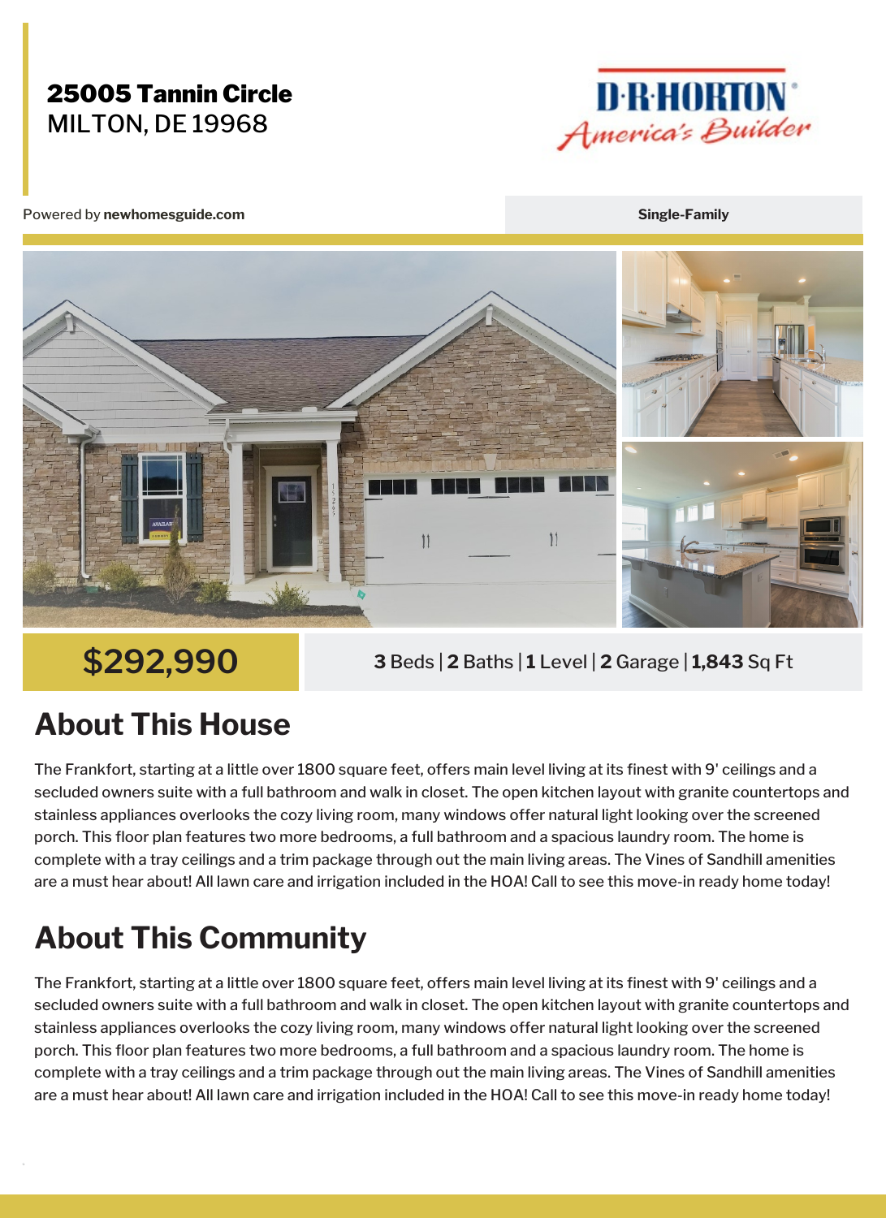**25005 Tannin Circle**
MILTON, DE 19968

D·R·HORTON
America's Builder

Powered by **newhomesguide.com**

**Single-Family**

# $292,990

**3** Beds | **2** Baths | **1** Level | **2** Garage | **1,843** Sq Ft

## About This House

The Frankfort, starting at a little over 1800 square feet, offers main level living at its finest with 9' ceilings and a secluded owners suite with a full bathroom and walk in closet. The open kitchen layout with granite countertops and stainless appliances overlooks the cozy living room, many windows offer natural light looking over the screened porch. This floor plan features two more bedrooms, a full bathroom and a spacious laundry room. The home is complete with a tray ceilings and a trim package through out the main living areas. The Vines of Sandhill amenities are a must hear about! All lawn care and irrigation included in the HOA! Call to see this move-in ready home today!

## About This Community

The Frankfort, starting at a little over 1800 square feet, offers main level living at its finest with 9' ceilings and a secluded owners suite with a full bathroom and walk in closet. The open kitchen layout with granite countertops and stainless appliances overlooks the cozy living room, many windows offer natural light looking over the screened porch. This floor plan features two more bedrooms, a full bathroom and a spacious laundry room. The home is complete with a tray ceilings and a trim package through out the main living areas. The Vines of Sandhill amenities are a must hear about! All lawn care and irrigation included in the HOA! Call to see this move-in ready home today!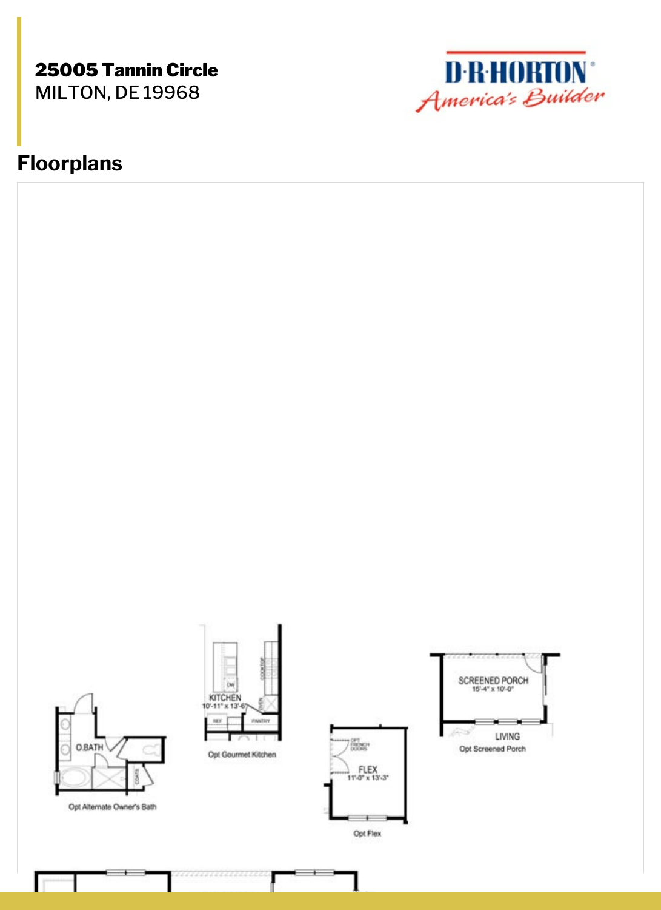**25005 Tannin Circle**
MILTON, DE 19968

D·R·HORTON
America's Builder

## Floorplans

O.BATH

COATS

Opt Alternate Owner's Bath

KITCHEN
10'-11" x 13'-6"

DW

COOKTOP

OVEN

REF

PANTRY

Opt Gourmet Kitchen

OPT FRENCH DOORS

FLEX
11'-0" x 13'-3"

Opt Flex

SCREENED PORCH
15'-4" x 10'-0"

LIVING

Opt Screened Porch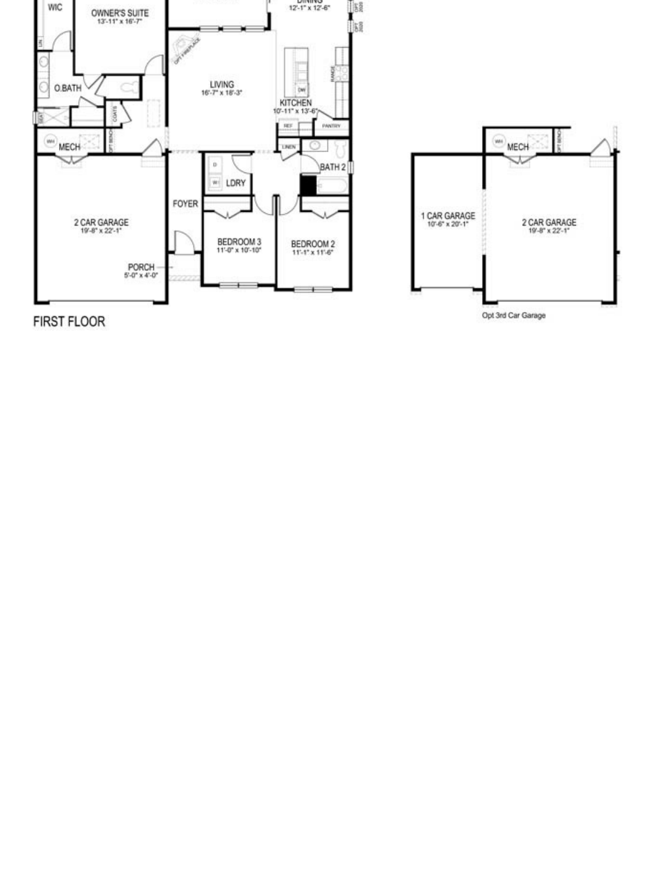WIC

OWNER'S SUITE
13'-11" x 16'-7"

DINING
12'-1" x 12'-6"

OPT FIREPLACE

LIVING
16'-7" x 18'-3"

O.BATH

KITCHEN
10'-11" x 13'-6"

DW

RANGE

REF

PANTRY

COATS

LINEN

WH

MECH

OPT BENCH

BATH 2

D

W

LDRY

FOYER

2 CAR GARAGE
19'-8" x 22'-1"

BEDROOM 3
11'-0" x 10'-10"

BEDROOM 2
11'-1" x 11'-6"

PORCH
5'-0" x 4'-0"

FIRST FLOOR

WH

MECH

OPT BENCH

1 CAR GARAGE
10'-6" x 20'-1"

2 CAR GARAGE
19'-8" x 22'-1"

Opt 3rd Car Garage